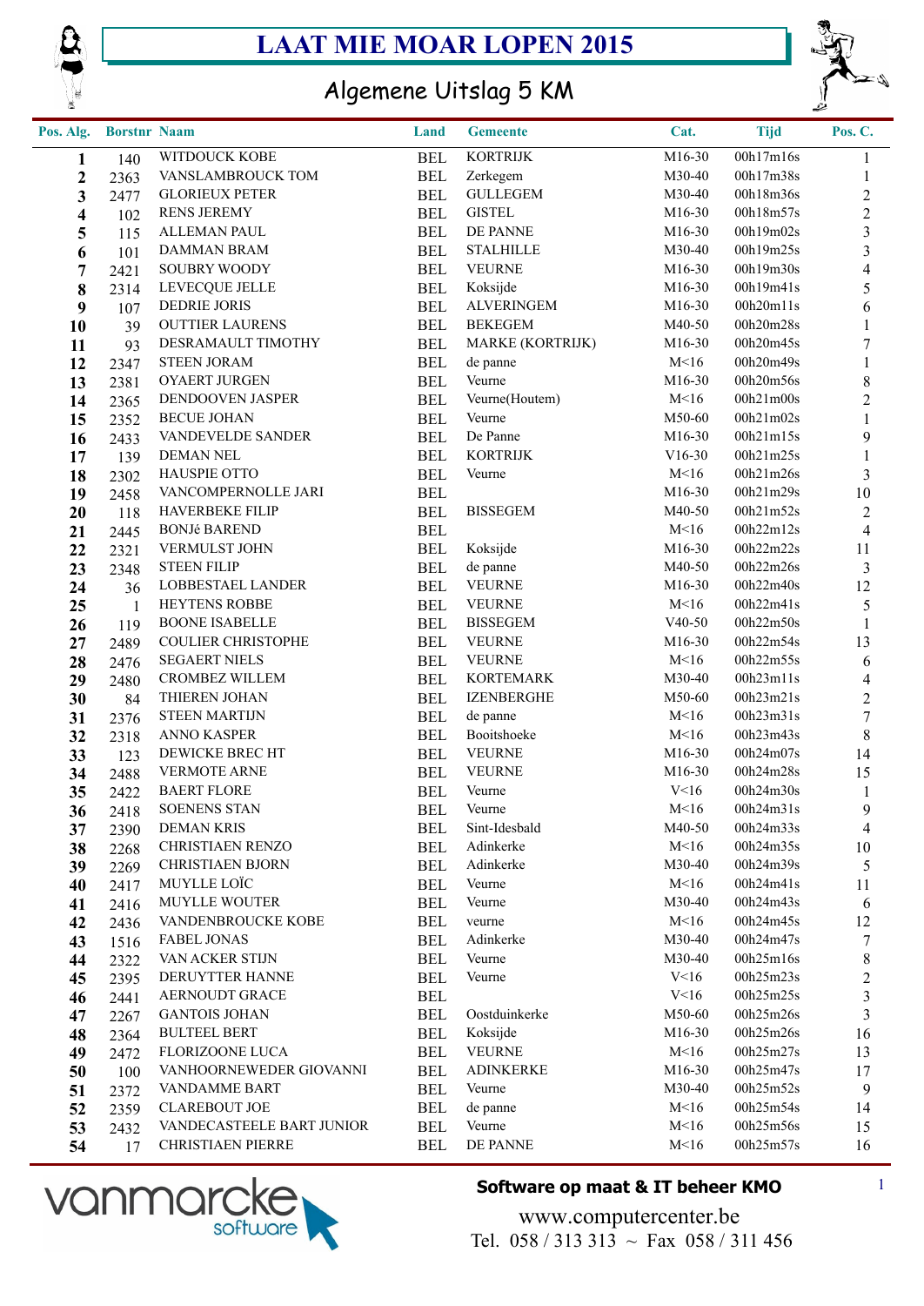# LAAT MIE MOAR LOPEN 2015

## Algemene Uitslag 5 KM

| Pos. Alg. | Borstnr | Naam | Land | Gemeente | Cat. | Tijd | Pos. C. |
|---|---|---|---|---|---|---|---|
| **1** | 140 | WITDOUCK KOBE | BEL | KORTRIJK | M16-30 | 00h17m16s | 1 |
| **2** | 2363 | VANSLAMBROUCK TOM | BEL | Zerkegem | M30-40 | 00h17m38s | 1 |
| **3** | 2477 | GLORIEUX PETER | BEL | GULLEGEM | M30-40 | 00h18m36s | 2 |
| **4** | 102 | RENS JEREMY | BEL | GISTEL | M16-30 | 00h18m57s | 2 |
| **5** | 115 | ALLEMAN PAUL | BEL | DE PANNE | M16-30 | 00h19m02s | 3 |
| **6** | 101 | DAMMAN BRAM | BEL | STALHILLE | M30-40 | 00h19m25s | 3 |
| **7** | 2421 | SOUBRY WOODY | BEL | VEURNE | M16-30 | 00h19m30s | 4 |
| **8** | 2314 | LEVECQUE JELLE | BEL | Koksijde | M16-30 | 00h19m41s | 5 |
| **9** | 107 | DEDRIE JORIS | BEL | ALVERINGEM | M16-30 | 00h20m11s | 6 |
| **10** | 39 | OUTTIER LAURENS | BEL | BEKEGEM | M40-50 | 00h20m28s | 1 |
| **11** | 93 | DESRAMAULT TIMOTHY | BEL | MARKE (KORTRIJK) | M16-30 | 00h20m45s | 7 |
| **12** | 2347 | STEEN JORAM | BEL | de panne | M<16 | 00h20m49s | 1 |
| **13** | 2381 | OYAERT JURGEN | BEL | Veurne | M16-30 | 00h20m56s | 8 |
| **14** | 2365 | DENDOOVEN JASPER | BEL | Veurne(Houtem) | M<16 | 00h21m00s | 2 |
| **15** | 2352 | BECUE JOHAN | BEL | Veurne | M50-60 | 00h21m02s | 1 |
| **16** | 2433 | VANDEVELDE SANDER | BEL | De Panne | M16-30 | 00h21m15s | 9 |
| **17** | 139 | DEMAN NEL | BEL | KORTRIJK | V16-30 | 00h21m25s | 1 |
| **18** | 2302 | HAUSPIE OTTO | BEL | Veurne | M<16 | 00h21m26s | 3 |
| **19** | 2458 | VANCOMPERNOLLE JARI | BEL | | M16-30 | 00h21m29s | 10 |
| **20** | 118 | HAVERBEKE FILIP | BEL | BISSEGEM | M40-50 | 00h21m52s | 2 |
| **21** | 2445 | BONJé BAREND | BEL | | M<16 | 00h22m12s | 4 |
| **22** | 2321 | VERMULST JOHN | BEL | Koksijde | M16-30 | 00h22m22s | 11 |
| **23** | 2348 | STEEN FILIP | BEL | de panne | M40-50 | 00h22m26s | 3 |
| **24** | 36 | LOBBESTAEL LANDER | BEL | VEURNE | M16-30 | 00h22m40s | 12 |
| **25** | 1 | HEYTENS ROBBE | BEL | VEURNE | M<16 | 00h22m41s | 5 |
| **26** | 119 | BOONE ISABELLE | BEL | BISSEGEM | V40-50 | 00h22m50s | 1 |
| **27** | 2489 | COULIER CHRISTOPHE | BEL | VEURNE | M16-30 | 00h22m54s | 13 |
| **28** | 2476 | SEGAERT NIELS | BEL | VEURNE | M<16 | 00h22m55s | 6 |
| **29** | 2480 | CROMBEZ WILLEM | BEL | KORTEMARK | M30-40 | 00h23m11s | 4 |
| **30** | 84 | THIEREN JOHAN | BEL | IZENBERGHE | M50-60 | 00h23m21s | 2 |
| **31** | 2376 | STEEN MARTIJN | BEL | de panne | M<16 | 00h23m31s | 7 |
| **32** | 2318 | ANNO KASPER | BEL | Booitshoeke | M<16 | 00h23m43s | 8 |
| **33** | 123 | DEWICKE BREC HT | BEL | VEURNE | M16-30 | 00h24m07s | 14 |
| **34** | 2488 | VERMOTE ARNE | BEL | VEURNE | M16-30 | 00h24m28s | 15 |
| **35** | 2422 | BAERT FLORE | BEL | Veurne | V<16 | 00h24m30s | 1 |
| **36** | 2418 | SOENENS STAN | BEL | Veurne | M<16 | 00h24m31s | 9 |
| **37** | 2390 | DEMAN KRIS | BEL | Sint-Idesbald | M40-50 | 00h24m33s | 4 |
| **38** | 2268 | CHRISTIAEN RENZO | BEL | Adinkerke | M<16 | 00h24m35s | 10 |
| **39** | 2269 | CHRISTIAEN BJORN | BEL | Adinkerke | M30-40 | 00h24m39s | 5 |
| **40** | 2417 | MUYLLE LOÏC | BEL | Veurne | M<16 | 00h24m41s | 11 |
| **41** | 2416 | MUYLLE WOUTER | BEL | Veurne | M30-40 | 00h24m43s | 6 |
| **42** | 2436 | VANDENBROUCKE KOBE | BEL | veurne | M<16 | 00h24m45s | 12 |
| **43** | 1516 | FABEL JONAS | BEL | Adinkerke | M30-40 | 00h24m47s | 7 |
| **44** | 2322 | VAN ACKER STIJN | BEL | Veurne | M30-40 | 00h25m16s | 8 |
| **45** | 2395 | DERUYTER HANNE | BEL | Veurne | V<16 | 00h25m23s | 2 |
| **46** | 2441 | AERNOUDT GRACE | BEL | | V<16 | 00h25m25s | 3 |
| **47** | 2267 | GANTOIS JOHAN | BEL | Oostduinkerke | M50-60 | 00h25m26s | 3 |
| **48** | 2364 | BULTEEL BERT | BEL | Koksijde | M16-30 | 00h25m26s | 16 |
| **49** | 2472 | FLORIZOONE LUCA | BEL | VEURNE | M<16 | 00h25m27s | 13 |
| **50** | 100 | VANHOORNEWEDER GIOVANNI | BEL | ADINKERKE | M16-30 | 00h25m47s | 17 |
| **51** | 2372 | VANDAMME BART | BEL | Veurne | M30-40 | 00h25m52s | 9 |
| **52** | 2359 | CLAREBOUT JOE | BEL | de panne | M<16 | 00h25m54s | 14 |
| **53** | 2432 | VANDECASTEELE BART JUNIOR | BEL | Veurne | M<16 | 00h25m56s | 15 |
| **54** | 17 | CHRISTIAEN PIERRE | BEL | DE PANNE | M<16 | 00h25m57s | 16 |

vanmarcke software

**Software op maat & IT beheer KMO**

www.computercenter.be
Tel. 058 / 313 313 ~ Fax 058 / 311 456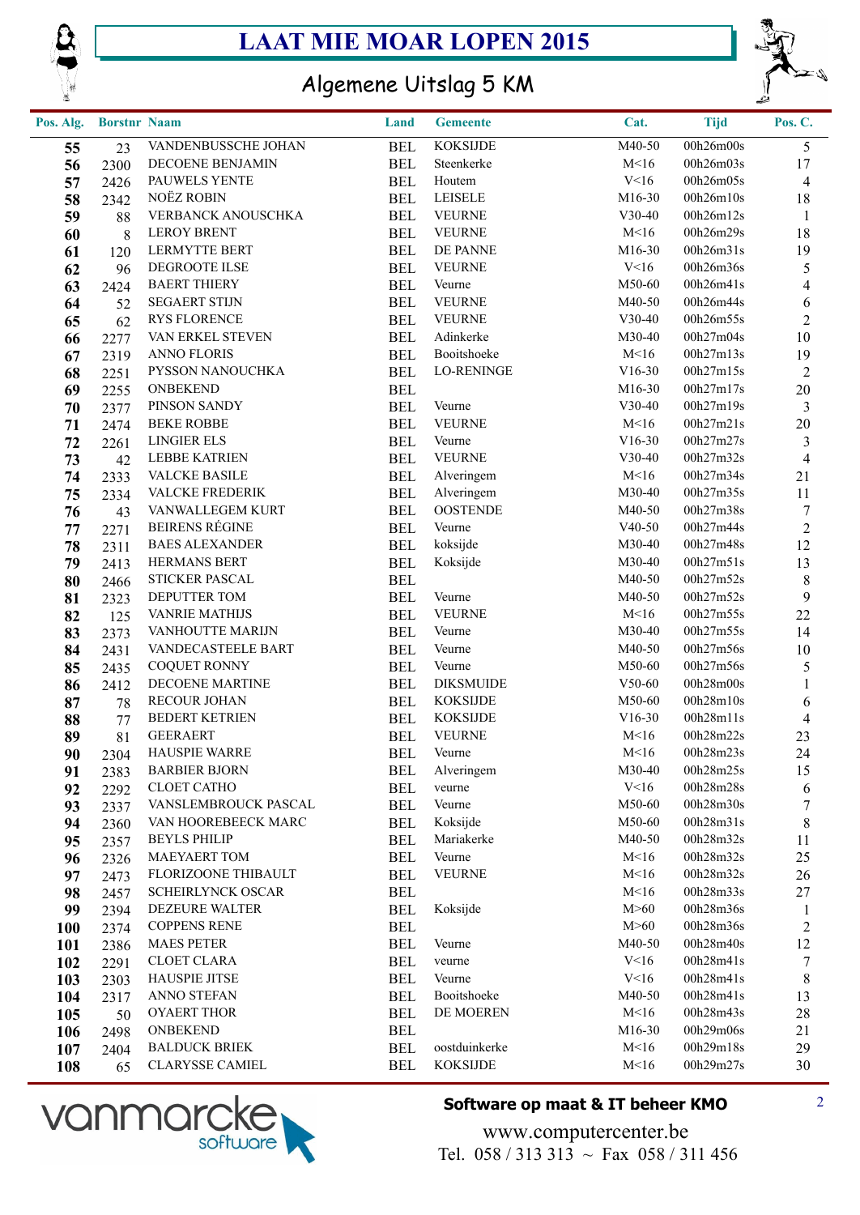# LAAT MIE MOAR LOPEN 2015

## Algemene Uitslag 5 KM

| Pos. Alg. | Borstnr | Naam | Land | Gemeente | Cat. | Tijd | Pos. C. |
|---|---|---|---|---|---|---|---|
| **55** | 23 | VANDENBUSSCHE JOHAN | BEL | KOKSIJDE | M40-50 | 00h26m00s | 5 |
| **56** | 2300 | DECOENE BENJAMIN | BEL | Steenkerke | M<16 | 00h26m03s | 17 |
| **57** | 2426 | PAUWELS YENTE | BEL | Houtem | V<16 | 00h26m05s | 4 |
| **58** | 2342 | NOËZ ROBIN | BEL | LEISELE | M16-30 | 00h26m10s | 18 |
| **59** | 88 | VERBANCK ANOUSCHKA | BEL | VEURNE | V30-40 | 00h26m12s | 1 |
| **60** | 8 | LEROY BRENT | BEL | VEURNE | M<16 | 00h26m29s | 18 |
| **61** | 120 | LERMYTTE BERT | BEL | DE PANNE | M16-30 | 00h26m31s | 19 |
| **62** | 96 | DEGROOTE ILSE | BEL | VEURNE | V<16 | 00h26m36s | 5 |
| **63** | 2424 | BAERT THIERY | BEL | Veurne | M50-60 | 00h26m41s | 4 |
| **64** | 52 | SEGAERT STIJN | BEL | VEURNE | M40-50 | 00h26m44s | 6 |
| **65** | 62 | RYS FLORENCE | BEL | VEURNE | V30-40 | 00h26m55s | 2 |
| **66** | 2277 | VAN ERKEL STEVEN | BEL | Adinkerke | M30-40 | 00h27m04s | 10 |
| **67** | 2319 | ANNO FLORIS | BEL | Booitshoeke | M<16 | 00h27m13s | 19 |
| **68** | 2251 | PYSSON NANOUCHKA | BEL | LO-RENINGE | V16-30 | 00h27m15s | 2 |
| **69** | 2255 | ONBEKEND | BEL | | M16-30 | 00h27m17s | 20 |
| **70** | 2377 | PINSON SANDY | BEL | Veurne | V30-40 | 00h27m19s | 3 |
| **71** | 2474 | BEKE ROBBE | BEL | VEURNE | M<16 | 00h27m21s | 20 |
| **72** | 2261 | LINGIER ELS | BEL | Veurne | V16-30 | 00h27m27s | 3 |
| **73** | 42 | LEBBE KATRIEN | BEL | VEURNE | V30-40 | 00h27m32s | 4 |
| **74** | 2333 | VALCKE BASILE | BEL | Alveringem | M<16 | 00h27m34s | 21 |
| **75** | 2334 | VALCKE FREDERIK | BEL | Alveringem | M30-40 | 00h27m35s | 11 |
| **76** | 43 | VANWALLEGEM KURT | BEL | OOSTENDE | M40-50 | 00h27m38s | 7 |
| **77** | 2271 | BEIRENS RÉGINE | BEL | Veurne | V40-50 | 00h27m44s | 2 |
| **78** | 2311 | BAES ALEXANDER | BEL | koksijde | M30-40 | 00h27m48s | 12 |
| **79** | 2413 | HERMANS BERT | BEL | Koksijde | M30-40 | 00h27m51s | 13 |
| **80** | 2466 | STICKER PASCAL | BEL | | M40-50 | 00h27m52s | 8 |
| **81** | 2323 | DEPUTTER TOM | BEL | Veurne | M40-50 | 00h27m52s | 9 |
| **82** | 125 | VANRIE MATHIJS | BEL | VEURNE | M<16 | 00h27m55s | 22 |
| **83** | 2373 | VANHOUTTE MARIJN | BEL | Veurne | M30-40 | 00h27m55s | 14 |
| **84** | 2431 | VANDECASTEELE BART | BEL | Veurne | M40-50 | 00h27m56s | 10 |
| **85** | 2435 | COQUET RONNY | BEL | Veurne | M50-60 | 00h27m56s | 5 |
| **86** | 2412 | DECOENE MARTINE | BEL | DIKSMUIDE | V50-60 | 00h28m00s | 1 |
| **87** | 78 | RECOUR JOHAN | BEL | KOKSIJDE | M50-60 | 00h28m10s | 6 |
| **88** | 77 | BEDERT KETRIEN | BEL | KOKSIJDE | V16-30 | 00h28m11s | 4 |
| **89** | 81 | GEERAERT | BEL | VEURNE | M<16 | 00h28m22s | 23 |
| **90** | 2304 | HAUSPIE WARRE | BEL | Veurne | M<16 | 00h28m23s | 24 |
| **91** | 2383 | BARBIER BJORN | BEL | Alveringem | M30-40 | 00h28m25s | 15 |
| **92** | 2292 | CLOET CATHO | BEL | veurne | V<16 | 00h28m28s | 6 |
| **93** | 2337 | VANSLEMBROUCK PASCAL | BEL | Veurne | M50-60 | 00h28m30s | 7 |
| **94** | 2360 | VAN HOOREBEECK MARC | BEL | Koksijde | M50-60 | 00h28m31s | 8 |
| **95** | 2357 | BEYLS PHILIP | BEL | Mariakerke | M40-50 | 00h28m32s | 11 |
| **96** | 2326 | MAEYAERT TOM | BEL | Veurne | M<16 | 00h28m32s | 25 |
| **97** | 2473 | FLORIZOONE THIBAULT | BEL | VEURNE | M<16 | 00h28m32s | 26 |
| **98** | 2457 | SCHEIRLYNCK OSCAR | BEL | | M<16 | 00h28m33s | 27 |
| **99** | 2394 | DEZEURE WALTER | BEL | Koksijde | M>60 | 00h28m36s | 1 |
| **100** | 2374 | COPPENS RENE | BEL | | M>60 | 00h28m36s | 2 |
| **101** | 2386 | MAES PETER | BEL | Veurne | M40-50 | 00h28m40s | 12 |
| **102** | 2291 | CLOET CLARA | BEL | veurne | V<16 | 00h28m41s | 7 |
| **103** | 2303 | HAUSPIE JITSE | BEL | Veurne | V<16 | 00h28m41s | 8 |
| **104** | 2317 | ANNO STEFAN | BEL | Booitshoeke | M40-50 | 00h28m41s | 13 |
| **105** | 50 | OYAERT THOR | BEL | DE MOEREN | M<16 | 00h28m43s | 28 |
| **106** | 2498 | ONBEKEND | BEL | | M16-30 | 00h29m06s | 21 |
| **107** | 2404 | BALDUCK BRIEK | BEL | oostduinkerke | M<16 | 00h29m18s | 29 |
| **108** | 65 | CLARYSSE CAMIEL | BEL | KOKSIJDE | M<16 | 00h29m27s | 30 |

vanmarcke software

**Software op maat & IT beheer KMO**

www.computercenter.be

Tel. 058 / 313 313 ~ Fax 058 / 311 456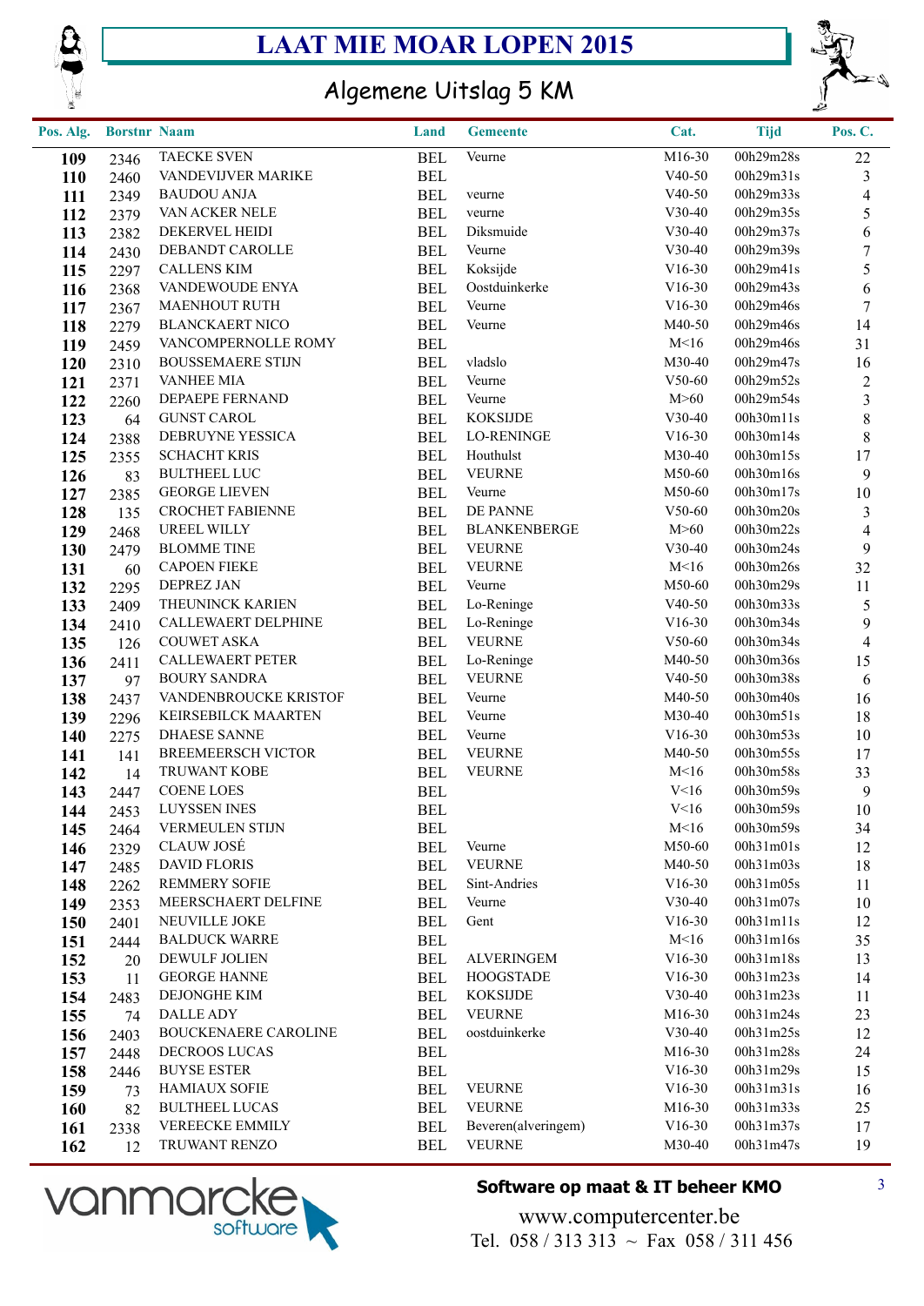# LAAT MIE MOAR LOPEN 2015

## Algemene Uitslag 5 KM

| Pos. Alg. | Borstnr | Naam | Land | Gemeente | Cat. | Tijd | Pos. C. |
|---|---|---|---|---|---|---|---|
| 109 | 2346 | TAECKE SVEN | BEL | Veurne | M16-30 | 00h29m28s | 22 |
| 110 | 2460 | VANDEVIJVER MARIKE | BEL | | V40-50 | 00h29m31s | 3 |
| 111 | 2349 | BAUDOU ANJA | BEL | veurne | V40-50 | 00h29m33s | 4 |
| 112 | 2379 | VAN ACKER NELE | BEL | veurne | V30-40 | 00h29m35s | 5 |
| 113 | 2382 | DEKERVEL HEIDI | BEL | Diksmuide | V30-40 | 00h29m37s | 6 |
| 114 | 2430 | DEBANDT CAROLLE | BEL | Veurne | V30-40 | 00h29m39s | 7 |
| 115 | 2297 | CALLENS KIM | BEL | Koksijde | V16-30 | 00h29m41s | 5 |
| 116 | 2368 | VANDEWOUDE ENYA | BEL | Oostduinkerke | V16-30 | 00h29m43s | 6 |
| 117 | 2367 | MAENHOUT RUTH | BEL | Veurne | V16-30 | 00h29m46s | 7 |
| 118 | 2279 | BLANCKAERT NICO | BEL | Veurne | M40-50 | 00h29m46s | 14 |
| 119 | 2459 | VANCOMPERNOLLE ROMY | BEL | | M<16 | 00h29m46s | 31 |
| 120 | 2310 | BOUSSEMAERE STIJN | BEL | vladslo | M30-40 | 00h29m47s | 16 |
| 121 | 2371 | VANHEE MIA | BEL | Veurne | V50-60 | 00h29m52s | 2 |
| 122 | 2260 | DEPAEPE FERNAND | BEL | Veurne | M>60 | 00h29m54s | 3 |
| 123 | 64 | GUNST CAROL | BEL | KOKSIJDE | V30-40 | 00h30m11s | 8 |
| 124 | 2388 | DEBRUYNE YESSICA | BEL | LO-RENINGE | V16-30 | 00h30m14s | 8 |
| 125 | 2355 | SCHACHT KRIS | BEL | Houthulst | M30-40 | 00h30m15s | 17 |
| 126 | 83 | BULTHEEL LUC | BEL | VEURNE | M50-60 | 00h30m16s | 9 |
| 127 | 2385 | GEORGE LIEVEN | BEL | Veurne | M50-60 | 00h30m17s | 10 |
| 128 | 135 | CROCHET FABIENNE | BEL | DE PANNE | V50-60 | 00h30m20s | 3 |
| 129 | 2468 | UREEL WILLY | BEL | BLANKENBERGE | M>60 | 00h30m22s | 4 |
| 130 | 2479 | BLOMME TINE | BEL | VEURNE | V30-40 | 00h30m24s | 9 |
| 131 | 60 | CAPOEN FIEKE | BEL | VEURNE | M<16 | 00h30m26s | 32 |
| 132 | 2295 | DEPREZ JAN | BEL | Veurne | M50-60 | 00h30m29s | 11 |
| 133 | 2409 | THEUNINCK KARIEN | BEL | Lo-Reninge | V40-50 | 00h30m33s | 5 |
| 134 | 2410 | CALLEWAERT DELPHINE | BEL | Lo-Reninge | V16-30 | 00h30m34s | 9 |
| 135 | 126 | COUWET ASKA | BEL | VEURNE | V50-60 | 00h30m34s | 4 |
| 136 | 2411 | CALLEWAERT PETER | BEL | Lo-Reninge | M40-50 | 00h30m36s | 15 |
| 137 | 97 | BOURY SANDRA | BEL | VEURNE | V40-50 | 00h30m38s | 6 |
| 138 | 2437 | VANDENBROUCKE KRISTOF | BEL | Veurne | M40-50 | 00h30m40s | 16 |
| 139 | 2296 | KEIRSEBILCK MAARTEN | BEL | Veurne | M30-40 | 00h30m51s | 18 |
| 140 | 2275 | DHAESE SANNE | BEL | Veurne | V16-30 | 00h30m53s | 10 |
| 141 | 141 | BREEMEERSCH VICTOR | BEL | VEURNE | M40-50 | 00h30m55s | 17 |
| 142 | 14 | TRUWANT KOBE | BEL | VEURNE | M<16 | 00h30m58s | 33 |
| 143 | 2447 | COENE LOES | BEL | | V<16 | 00h30m59s | 9 |
| 144 | 2453 | LUYSSEN INES | BEL | | V<16 | 00h30m59s | 10 |
| 145 | 2464 | VERMEULEN STIJN | BEL | | M<16 | 00h30m59s | 34 |
| 146 | 2329 | CLAUW JOSÉ | BEL | Veurne | M50-60 | 00h31m01s | 12 |
| 147 | 2485 | DAVID FLORIS | BEL | VEURNE | M40-50 | 00h31m03s | 18 |
| 148 | 2262 | REMMERY SOFIE | BEL | Sint-Andries | V16-30 | 00h31m05s | 11 |
| 149 | 2353 | MEERSCHAERT DELFINE | BEL | Veurne | V30-40 | 00h31m07s | 10 |
| 150 | 2401 | NEUVILLE JOKE | BEL | Gent | V16-30 | 00h31m11s | 12 |
| 151 | 2444 | BALDUCK WARRE | BEL | | M<16 | 00h31m16s | 35 |
| 152 | 20 | DEWULF JOLIEN | BEL | ALVERINGEM | V16-30 | 00h31m18s | 13 |
| 153 | 11 | GEORGE HANNE | BEL | HOOGSTADE | V16-30 | 00h31m23s | 14 |
| 154 | 2483 | DEJONGHE KIM | BEL | KOKSIJDE | V30-40 | 00h31m23s | 11 |
| 155 | 74 | DALLE ADY | BEL | VEURNE | M16-30 | 00h31m24s | 23 |
| 156 | 2403 | BOUCKENAERE CAROLINE | BEL | oostduinkerke | V30-40 | 00h31m25s | 12 |
| 157 | 2448 | DECROOS LUCAS | BEL | | M16-30 | 00h31m28s | 24 |
| 158 | 2446 | BUYSE ESTER | BEL | | V16-30 | 00h31m29s | 15 |
| 159 | 73 | HAMIAUX SOFIE | BEL | VEURNE | V16-30 | 00h31m31s | 16 |
| 160 | 82 | BULTHEEL LUCAS | BEL | VEURNE | M16-30 | 00h31m33s | 25 |
| 161 | 2338 | VEREECKE EMMILY | BEL | Beveren(alveringem) | V16-30 | 00h31m37s | 17 |
| 162 | 12 | TRUWANT RENZO | BEL | VEURNE | M30-40 | 00h31m47s | 19 |

vanmarcke software

**Software op maat & IT beheer KMO**

www.computercenter.be
Tel. 058 / 313 313 ~ Fax 058 / 311 456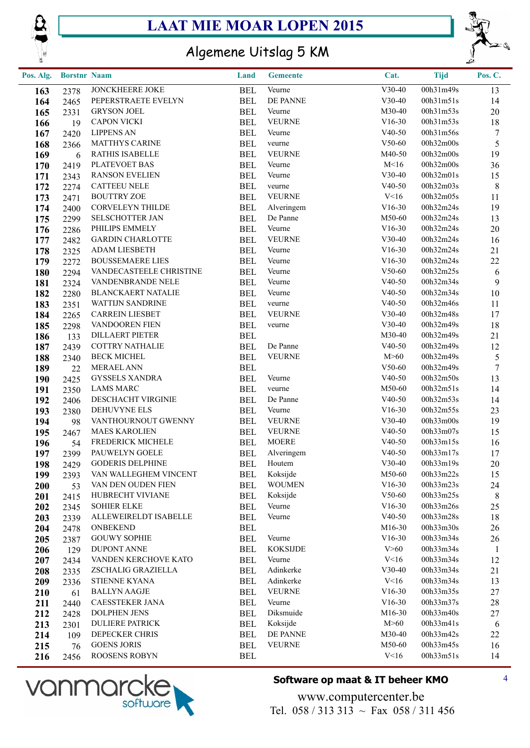# LAAT MIE MOAR LOPEN 2015

## Algemene Uitslag 5 KM

| Pos. Alg. | Borstnr | Naam | Land | Gemeente | Cat. | Tijd | Pos. C. |
|---|---|---|---|---|---|---|---|
| 163 | 2378 | JONCKHEERE JOKE | BEL | Veurne | V30-40 | 00h31m49s | 13 |
| 164 | 2465 | PEPERSTRAETE EVELYN | BEL | DE PANNE | V30-40 | 00h31m51s | 14 |
| 165 | 2331 | GRYSON JOEL | BEL | Veurne | M30-40 | 00h31m53s | 20 |
| 166 | 19 | CAPON VICKI | BEL | VEURNE | V16-30 | 00h31m53s | 18 |
| 167 | 2420 | LIPPENS AN | BEL | Veurne | V40-50 | 00h31m56s | 7 |
| 168 | 2366 | MATTHYS CARINE | BEL | veurne | V50-60 | 00h32m00s | 5 |
| 169 | 6 | RATHIS ISABELLE | BEL | VEURNE | M40-50 | 00h32m00s | 19 |
| 170 | 2419 | PLATEVOET BAS | BEL | Veurne | M<16 | 00h32m00s | 36 |
| 171 | 2343 | RANSON EVELIEN | BEL | Veurne | V30-40 | 00h32m01s | 15 |
| 172 | 2274 | CATTEEU NELE | BEL | veurne | V40-50 | 00h32m03s | 8 |
| 173 | 2471 | BOUTTRY ZOE | BEL | VEURNE | V<16 | 00h32m05s | 11 |
| 174 | 2400 | CORVELEYN THILDE | BEL | Alveringem | V16-30 | 00h32m24s | 19 |
| 175 | 2299 | SELSCHOTTER JAN | BEL | De Panne | M50-60 | 00h32m24s | 13 |
| 176 | 2286 | PHILIPS EMMELY | BEL | Veurne | V16-30 | 00h32m24s | 20 |
| 177 | 2482 | GARDIN CHARLOTTE | BEL | VEURNE | V30-40 | 00h32m24s | 16 |
| 178 | 2325 | ADAM LIESBETH | BEL | Veurne | V16-30 | 00h32m24s | 21 |
| 179 | 2272 | BOUSSEMAERE LIES | BEL | Veurne | V16-30 | 00h32m24s | 22 |
| 180 | 2294 | VANDECASTEELE CHRISTINE | BEL | Veurne | V50-60 | 00h32m25s | 6 |
| 181 | 2324 | VANDENBRANDE NELE | BEL | Veurne | V40-50 | 00h32m34s | 9 |
| 182 | 2280 | BLANCKAERT NATALIE | BEL | Veurne | V40-50 | 00h32m34s | 10 |
| 183 | 2351 | WATTIJN SANDRINE | BEL | veurne | V40-50 | 00h32m46s | 11 |
| 184 | 2265 | CARREIN LIESBET | BEL | VEURNE | V30-40 | 00h32m48s | 17 |
| 185 | 2298 | VANDOOREN FIEN | BEL | veurne | V30-40 | 00h32m49s | 18 |
| 186 | 133 | DILLAERT PIETER | BEL | | M30-40 | 00h32m49s | 21 |
| 187 | 2439 | COTTRY NATHALIE | BEL | De Panne | V40-50 | 00h32m49s | 12 |
| 188 | 2340 | BECK MICHEL | BEL | VEURNE | M>60 | 00h32m49s | 5 |
| 189 | 22 | MERAEL ANN | BEL | | V50-60 | 00h32m49s | 7 |
| 190 | 2425 | GYSSELS XANDRA | BEL | Veurne | V40-50 | 00h32m50s | 13 |
| 191 | 2350 | LAMS MARC | BEL | veurne | M50-60 | 00h32m51s | 14 |
| 192 | 2406 | DESCHACHT VIRGINIE | BEL | De Panne | V40-50 | 00h32m53s | 14 |
| 193 | 2380 | DEHUVYNE ELS | BEL | Veurne | V16-30 | 00h32m55s | 23 |
| 194 | 98 | VANTHOURNOUT GWENNY | BEL | VEURNE | V30-40 | 00h33m00s | 19 |
| 195 | 2467 | MAES KAROLIEN | BEL | VEURNE | V40-50 | 00h33m07s | 15 |
| 196 | 54 | FREDERICK MICHELE | BEL | MOERE | V40-50 | 00h33m15s | 16 |
| 197 | 2399 | PAUWELYN GOELE | BEL | Alveringem | V40-50 | 00h33m17s | 17 |
| 198 | 2429 | GODERIS DELPHINE | BEL | Houtem | V30-40 | 00h33m19s | 20 |
| 199 | 2393 | VAN WALLEGHEM VINCENT | BEL | Koksijde | M50-60 | 00h33m22s | 15 |
| 200 | 53 | VAN DEN OUDEN FIEN | BEL | WOUMEN | V16-30 | 00h33m23s | 24 |
| 201 | 2415 | HUBRECHT VIVIANE | BEL | Koksijde | V50-60 | 00h33m25s | 8 |
| 202 | 2345 | SOHIER ELKE | BEL | Veurne | V16-30 | 00h33m26s | 25 |
| 203 | 2339 | ALLEWEIRELDT ISABELLE | BEL | Veurne | V40-50 | 00h33m28s | 18 |
| 204 | 2478 | ONBEKEND | BEL | | M16-30 | 00h33m30s | 26 |
| 205 | 2387 | GOUWY SOPHIE | BEL | Veurne | V16-30 | 00h33m34s | 26 |
| 206 | 129 | DUPONT ANNE | BEL | KOKSIJDE | V>60 | 00h33m34s | 1 |
| 207 | 2434 | VANDEN KERCHOVE KATO | BEL | Veurne | V<16 | 00h33m34s | 12 |
| 208 | 2335 | ZSCHALIG GRAZIELLA | BEL | Adinkerke | V30-40 | 00h33m34s | 21 |
| 209 | 2336 | STIENNE KYANA | BEL | Adinkerke | V<16 | 00h33m34s | 13 |
| 210 | 61 | BALLYN AAGJE | BEL | VEURNE | V16-30 | 00h33m35s | 27 |
| 211 | 2440 | CAESSTEKER JANA | BEL | Veurne | V16-30 | 00h33m37s | 28 |
| 212 | 2428 | DOLPHEN JENS | BEL | Diksmuide | M16-30 | 00h33m40s | 27 |
| 213 | 2301 | DULIERE PATRICK | BEL | Koksijde | M>60 | 00h33m41s | 6 |
| 214 | 109 | DEPECKER CHRIS | BEL | DE PANNE | M30-40 | 00h33m42s | 22 |
| 215 | 76 | GOENS JORIS | BEL | VEURNE | M50-60 | 00h33m45s | 16 |
| 216 | 2456 | ROOSENS ROBYN | BEL | | V<16 | 00h33m51s | 14 |

vanmarcke software

**Software op maat & IT beheer KMO**

www.computercenter.be

Tel. 058 / 313 313 ~ Fax 058 / 311 456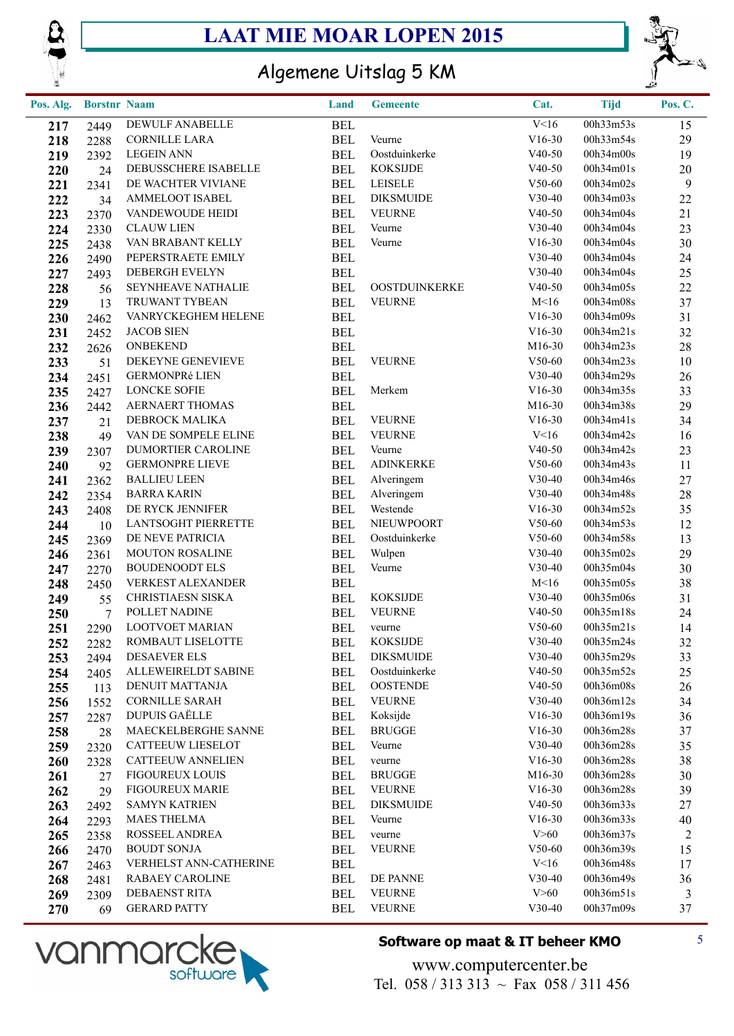# LAAT MIE MOAR LOPEN 2015

## Algemene Uitslag 5 KM

| Pos. Alg. | Borstnr | Naam | Land | Gemeente | Cat. | Tijd | Pos. C. |
|---|---|---|---|---|---|---|---|
| 217 | 2449 | DEWULF ANABELLE | BEL | | V<16 | 00h33m53s | 15 |
| 218 | 2288 | CORNILLE LARA | BEL | Veurne | V16-30 | 00h33m54s | 29 |
| 219 | 2392 | LEGEIN ANN | BEL | Oostduinkerke | V40-50 | 00h34m00s | 19 |
| 220 | 24 | DEBUSSCHERE ISABELLE | BEL | KOKSIJDE | V40-50 | 00h34m01s | 20 |
| 221 | 2341 | DE WACHTER VIVIANE | BEL | LEISELE | V50-60 | 00h34m02s | 9 |
| 222 | 34 | AMMELOOT ISABEL | BEL | DIKSMUIDE | V30-40 | 00h34m03s | 22 |
| 223 | 2370 | VANDEWOUDE HEIDI | BEL | VEURNE | V40-50 | 00h34m04s | 21 |
| 224 | 2330 | CLAUW LIEN | BEL | Veurne | V30-40 | 00h34m04s | 23 |
| 225 | 2438 | VAN BRABANT KELLY | BEL | Veurne | V16-30 | 00h34m04s | 30 |
| 226 | 2490 | PEPERSTRAETE EMILY | BEL | | V30-40 | 00h34m04s | 24 |
| 227 | 2493 | DEBERGH EVELYN | BEL | | V30-40 | 00h34m04s | 25 |
| 228 | 56 | SEYNHEAVE NATHALIE | BEL | OOSTDUINKERKE | V40-50 | 00h34m05s | 22 |
| 229 | 13 | TRUWANT TYBEAN | BEL | VEURNE | M<16 | 00h34m08s | 37 |
| 230 | 2462 | VANRYCKEGHEM HELENE | BEL | | V16-30 | 00h34m09s | 31 |
| 231 | 2452 | JACOB SIEN | BEL | | V16-30 | 00h34m21s | 32 |
| 232 | 2626 | ONBEKEND | BEL | | M16-30 | 00h34m23s | 28 |
| 233 | 51 | DEKEYNE GENEVIEVE | BEL | VEURNE | V50-60 | 00h34m23s | 10 |
| 234 | 2451 | GERMONPRé LIEN | BEL | | V30-40 | 00h34m29s | 26 |
| 235 | 2427 | LONCKE SOFIE | BEL | Merkem | V16-30 | 00h34m35s | 33 |
| 236 | 2442 | AERNAERT THOMAS | BEL | | M16-30 | 00h34m38s | 29 |
| 237 | 21 | DEBROCK MALIKA | BEL | VEURNE | V16-30 | 00h34m41s | 34 |
| 238 | 49 | VAN DE SOMPELE ELINE | BEL | VEURNE | V<16 | 00h34m42s | 16 |
| 239 | 2307 | DUMORTIER CAROLINE | BEL | Veurne | V40-50 | 00h34m42s | 23 |
| 240 | 92 | GERMONPRE LIEVE | BEL | ADINKERKE | V50-60 | 00h34m43s | 11 |
| 241 | 2362 | BALLIEU LEEN | BEL | Alveringem | V30-40 | 00h34m46s | 27 |
| 242 | 2354 | BARRA KARIN | BEL | Alveringem | V30-40 | 00h34m48s | 28 |
| 243 | 2408 | DE RYCK JENNIFER | BEL | Westende | V16-30 | 00h34m52s | 35 |
| 244 | 10 | LANTSOGHT PIERRETTE | BEL | NIEUWPOORT | V50-60 | 00h34m53s | 12 |
| 245 | 2369 | DE NEVE PATRICIA | BEL | Oostduinkerke | V50-60 | 00h34m58s | 13 |
| 246 | 2361 | MOUTON ROSALINE | BEL | Wulpen | V30-40 | 00h35m02s | 29 |
| 247 | 2270 | BOUDENOODT ELS | BEL | Veurne | V30-40 | 00h35m04s | 30 |
| 248 | 2450 | VERKEST ALEXANDER | BEL | | M<16 | 00h35m05s | 38 |
| 249 | 55 | CHRISTIAESN SISKA | BEL | KOKSIJDE | V30-40 | 00h35m06s | 31 |
| 250 | 7 | POLLET NADINE | BEL | VEURNE | V40-50 | 00h35m18s | 24 |
| 251 | 2290 | LOOTVOET MARIAN | BEL | veurne | V50-60 | 00h35m21s | 14 |
| 252 | 2282 | ROMBAUT LISELOTTE | BEL | KOKSIJDE | V30-40 | 00h35m24s | 32 |
| 253 | 2494 | DESAEVER ELS | BEL | DIKSMUIDE | V30-40 | 00h35m29s | 33 |
| 254 | 2405 | ALLEWEIRELDT SABINE | BEL | Oostduinkerke | V40-50 | 00h35m52s | 25 |
| 255 | 113 | DENUIT MATTANJA | BEL | OOSTENDE | V40-50 | 00h36m08s | 26 |
| 256 | 1552 | CORNILLE SARAH | BEL | VEURNE | V30-40 | 00h36m12s | 34 |
| 257 | 2287 | DUPUIS GAËLLE | BEL | Koksijde | V16-30 | 00h36m19s | 36 |
| 258 | 28 | MAECKELBERGHE SANNE | BEL | BRUGGE | V16-30 | 00h36m28s | 37 |
| 259 | 2320 | CATTEEUW LIESELOT | BEL | Veurne | V30-40 | 00h36m28s | 35 |
| 260 | 2328 | CATTEEUW ANNELIEN | BEL | veurne | V16-30 | 00h36m28s | 38 |
| 261 | 27 | FIGOUREUX LOUIS | BEL | BRUGGE | M16-30 | 00h36m28s | 30 |
| 262 | 29 | FIGOUREUX MARIE | BEL | VEURNE | V16-30 | 00h36m28s | 39 |
| 263 | 2492 | SAMYN KATRIEN | BEL | DIKSMUIDE | V40-50 | 00h36m33s | 27 |
| 264 | 2293 | MAES THELMA | BEL | Veurne | V16-30 | 00h36m33s | 40 |
| 265 | 2358 | ROSSEEL ANDREA | BEL | veurne | V>60 | 00h36m37s | 2 |
| 266 | 2470 | BOUDT SONJA | BEL | VEURNE | V50-60 | 00h36m39s | 15 |
| 267 | 2463 | VERHELST ANN-CATHERINE | BEL | | V<16 | 00h36m48s | 17 |
| 268 | 2481 | RABAEY CAROLINE | BEL | DE PANNE | V30-40 | 00h36m49s | 36 |
| 269 | 2309 | DEBAENST RITA | BEL | VEURNE | V>60 | 00h36m51s | 3 |
| 270 | 69 | GERARD PATTY | BEL | VEURNE | V30-40 | 00h37m09s | 37 |

vanmarcke software

**Software op maat & IT beheer KMO**

www.computercenter.be

Tel. 058 / 313 313 ~ Fax 058 / 311 456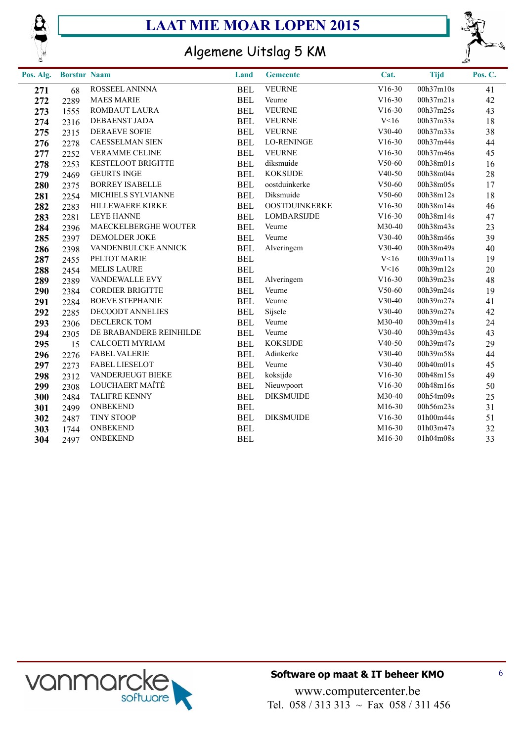# LAAT MIE MOAR LOPEN 2015

## Algemene Uitslag 5 KM

| Pos. Alg. | Borstnr | Naam | Land | Gemeente | Cat. | Tijd | Pos. C. |
|---|---|---|---|---|---|---|---|
| 271 | 68 | ROSSEEL ANINNA | BEL | VEURNE | V16-30 | 00h37m10s | 41 |
| 272 | 2289 | MAES MARIE | BEL | Veurne | V16-30 | 00h37m21s | 42 |
| 273 | 1555 | ROMBAUT LAURA | BEL | VEURNE | V16-30 | 00h37m25s | 43 |
| 274 | 2316 | DEBAENST JADA | BEL | VEURNE | V<16 | 00h37m33s | 18 |
| 275 | 2315 | DERAEVE SOFIE | BEL | VEURNE | V30-40 | 00h37m33s | 38 |
| 276 | 2278 | CAESSELMAN SIEN | BEL | LO-RENINGE | V16-30 | 00h37m44s | 44 |
| 277 | 2252 | VERAMME CELINE | BEL | VEURNE | V16-30 | 00h37m46s | 45 |
| 278 | 2253 | KESTELOOT BRIGITTE | BEL | diksmuide | V50-60 | 00h38m01s | 16 |
| 279 | 2469 | GEURTS INGE | BEL | KOKSIJDE | V40-50 | 00h38m04s | 28 |
| 280 | 2375 | BORREY ISABELLE | BEL | oostduinkerke | V50-60 | 00h38m05s | 17 |
| 281 | 2254 | MICHIELS SYLVIANNE | BEL | Diksmuide | V50-60 | 00h38m12s | 18 |
| 282 | 2283 | HILLEWAERE KIRKE | BEL | OOSTDUINKERKE | V16-30 | 00h38m14s | 46 |
| 283 | 2281 | LEYE HANNE | BEL | LOMBARSIJDE | V16-30 | 00h38m14s | 47 |
| 284 | 2396 | MAECKELBERGHE WOUTER | BEL | Veurne | M30-40 | 00h38m43s | 23 |
| 285 | 2397 | DEMOLDER JOKE | BEL | Veurne | V30-40 | 00h38m46s | 39 |
| 286 | 2398 | VANDENBULCKE ANNICK | BEL | Alveringem | V30-40 | 00h38m49s | 40 |
| 287 | 2455 | PELTOT MARIE | BEL | | V<16 | 00h39m11s | 19 |
| 288 | 2454 | MELIS LAURE | BEL | | V<16 | 00h39m12s | 20 |
| 289 | 2389 | VANDEWALLE EVY | BEL | Alveringem | V16-30 | 00h39m23s | 48 |
| 290 | 2384 | CORDIER BRIGITTE | BEL | Veurne | V50-60 | 00h39m24s | 19 |
| 291 | 2284 | BOEVE STEPHANIE | BEL | Veurne | V30-40 | 00h39m27s | 41 |
| 292 | 2285 | DECOODT ANNELIES | BEL | Sijsele | V30-40 | 00h39m27s | 42 |
| 293 | 2306 | DECLERCK TOM | BEL | Veurne | M30-40 | 00h39m41s | 24 |
| 294 | 2305 | DE BRABANDERE REINHILDE | BEL | Veurne | V30-40 | 00h39m43s | 43 |
| 295 | 15 | CALCOETI MYRIAM | BEL | KOKSIJDE | V40-50 | 00h39m47s | 29 |
| 296 | 2276 | FABEL VALERIE | BEL | Adinkerke | V30-40 | 00h39m58s | 44 |
| 297 | 2273 | FABEL LIESELOT | BEL | Veurne | V30-40 | 00h40m01s | 45 |
| 298 | 2312 | VANDERJEUGT BIEKE | BEL | koksijde | V16-30 | 00h48m15s | 49 |
| 299 | 2308 | LOUCHAERT MAÏTÉ | BEL | Nieuwpoort | V16-30 | 00h48m16s | 50 |
| 300 | 2484 | TALIFRE KENNY | BEL | DIKSMUIDE | M30-40 | 00h54m09s | 25 |
| 301 | 2499 | ONBEKEND | BEL | | M16-30 | 00h56m23s | 31 |
| 302 | 2487 | TINY STOOP | BEL | DIKSMUIDE | V16-30 | 01h00m44s | 51 |
| 303 | 1744 | ONBEKEND | BEL | | M16-30 | 01h03m47s | 32 |
| 304 | 2497 | ONBEKEND | BEL | | M16-30 | 01h04m08s | 33 |

vanmarcke software

**Software op maat & IT beheer KMO**

www.computercenter.be
Tel. 058 / 313 313 ~ Fax 058 / 311 456